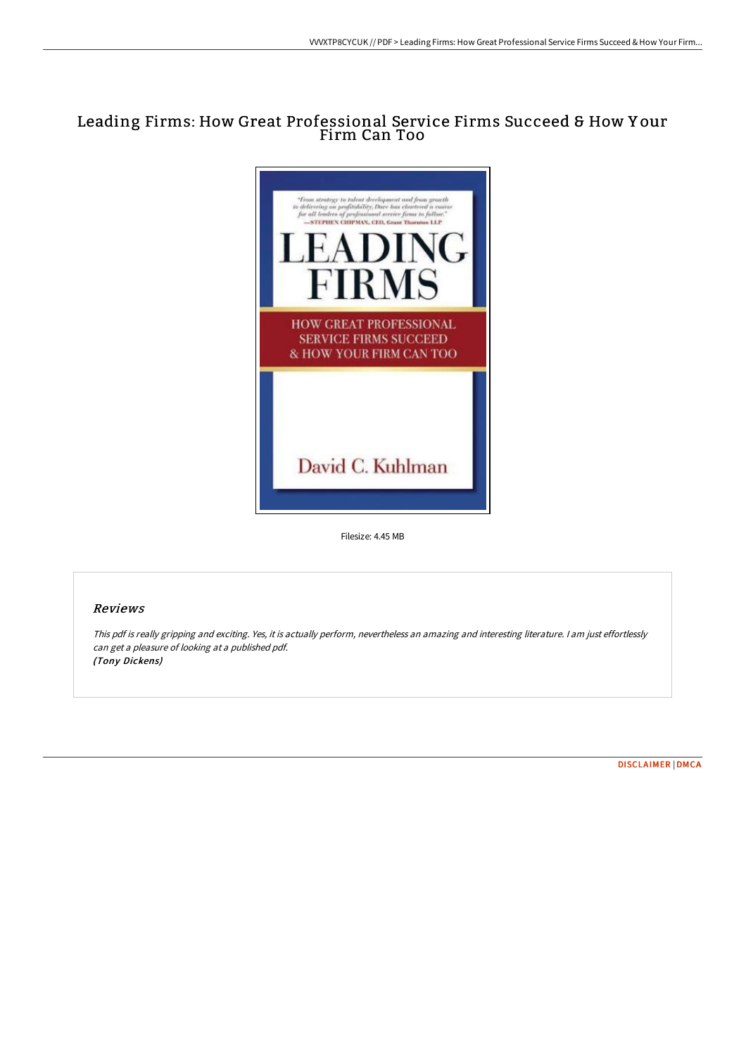# Leading Firms: How Great Professional Service Firms Succeed & How Your Firm Can Too

Filesize: 4.45 MB

## *Reviews*

*This pdf is really gripping and exciting. Yes, it is actually perform, nevertheless an amazing and interesting literature. I am just effortlessly can get a pleasure of looking at a published pdf.*
*(Tony Dickens)*

DISCLAIMER | DMCA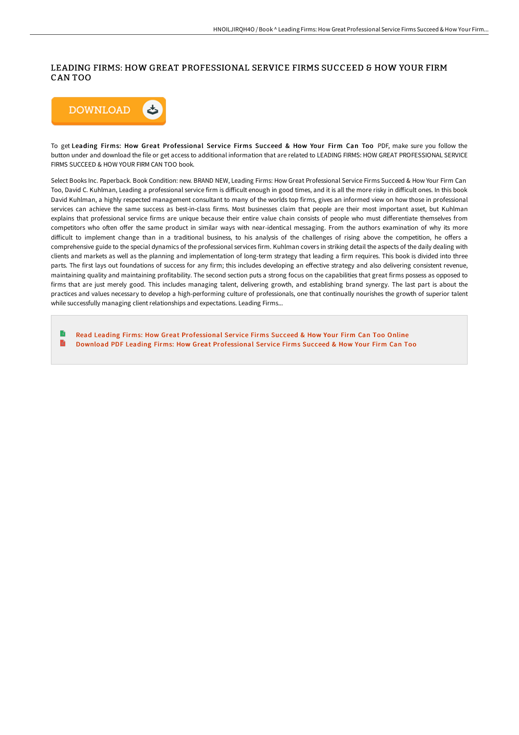# LEADING FIRMS: HOW GREAT PROFESSIONAL SERVICE FIRMS SUCCEED & HOW YOUR FIRM CAN TOO

DOWNLOAD

To get **Leading Firms: How Great Professional Service Firms Succeed & How Your Firm Can Too** PDF, make sure you follow the button under and download the file or get access to additional information that are related to LEADING FIRMS: HOW GREAT PROFESSIONAL SERVICE FIRMS SUCCEED & HOW YOUR FIRM CAN TOO book.

Select Books Inc. Paperback. Book Condition: new. BRAND NEW, Leading Firms: How Great Professional Service Firms Succeed & How Your Firm Can Too, David C. Kuhlman, Leading a professional service firm is difficult enough in good times, and it is all the more risky in difficult ones. In this book David Kuhlman, a highly respected management consultant to many of the worlds top firms, gives an informed view on how those in professional services can achieve the same success as best-in-class firms. Most businesses claim that people are their most important asset, but Kuhlman explains that professional service firms are unique because their entire value chain consists of people who must differentiate themselves from competitors who often offer the same product in similar ways with near-identical messaging. From the authors examination of why its more difficult to implement change than in a traditional business, to his analysis of the challenges of rising above the competition, he offers a comprehensive guide to the special dynamics of the professional services firm. Kuhlman covers in striking detail the aspects of the daily dealing with clients and markets as well as the planning and implementation of long-term strategy that leading a firm requires. This book is divided into three parts. The first lays out foundations of success for any firm; this includes developing an effective strategy and also delivering consistent revenue, maintaining quality and maintaining profitability. The second section puts a strong focus on the capabilities that great firms possess as opposed to firms that are just merely good. This includes managing talent, delivering growth, and establishing brand synergy. The last part is about the practices and values necessary to develop a high-performing culture of professionals, one that continually nourishes the growth of superior talent while successfully managing client relationships and expectations. Leading Firms...

- Read Leading Firms: How Great Professional Service Firms Succeed & How Your Firm Can Too Online
- Download PDF Leading Firms: How Great Professional Service Firms Succeed & How Your Firm Can Too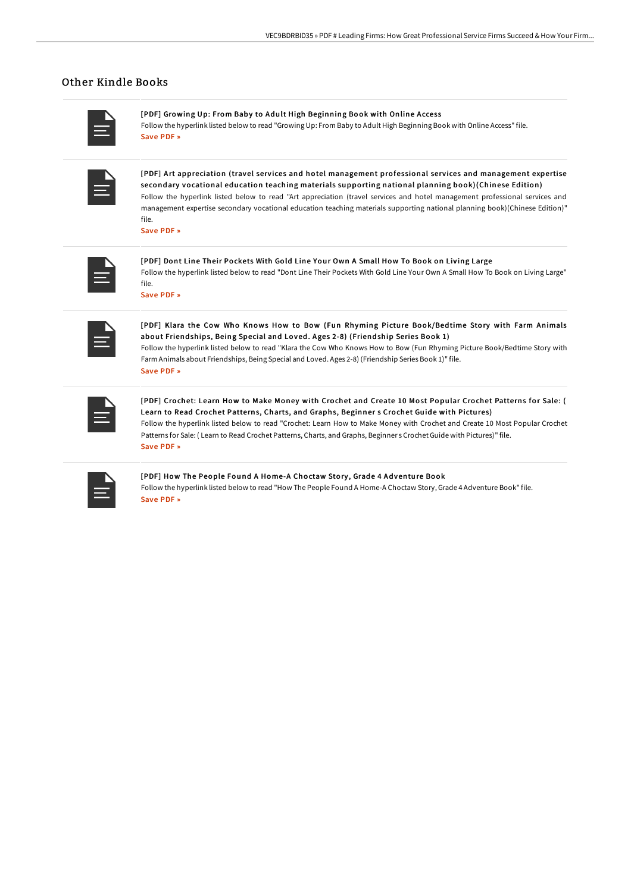## Other Kindle Books

**[PDF] Growing Up: From Baby to Adult High Beginning Book with Online Access**
Follow the hyperlink listed below to read "Growing Up: From Baby to Adult High Beginning Book with Online Access" file.
Save PDF »

**[PDF] Art appreciation (travel services and hotel management professional services and management expertise secondary vocational education teaching materials supporting national planning book)(Chinese Edition)**
Follow the hyperlink listed below to read "Art appreciation (travel services and hotel management professional services and management expertise secondary vocational education teaching materials supporting national planning book)(Chinese Edition)" file.
Save PDF »

**[PDF] Dont Line Their Pockets With Gold Line Your Own A Small How To Book on Living Large**
Follow the hyperlink listed below to read "Dont Line Their Pockets With Gold Line Your Own A Small How To Book on Living Large" file.
Save PDF »

**[PDF] Klara the Cow Who Knows How to Bow (Fun Rhyming Picture Book/Bedtime Story with Farm Animals about Friendships, Being Special and Loved. Ages 2-8) (Friendship Series Book 1)**
Follow the hyperlink listed below to read "Klara the Cow Who Knows How to Bow (Fun Rhyming Picture Book/Bedtime Story with Farm Animals about Friendships, Being Special and Loved. Ages 2-8) (Friendship Series Book 1)" file.
Save PDF »

**[PDF] Crochet: Learn How to Make Money with Crochet and Create 10 Most Popular Crochet Patterns for Sale: ( Learn to Read Crochet Patterns, Charts, and Graphs, Beginner s Crochet Guide with Pictures)**
Follow the hyperlink listed below to read "Crochet: Learn How to Make Money with Crochet and Create 10 Most Popular Crochet Patterns for Sale: ( Learn to Read Crochet Patterns, Charts, and Graphs, Beginner s Crochet Guide with Pictures)" file.
Save PDF »

**[PDF] How The People Found A Home-A Choctaw Story, Grade 4 Adventure Book**
Follow the hyperlink listed below to read "How The People Found A Home-A Choctaw Story, Grade 4 Adventure Book" file.
Save PDF »